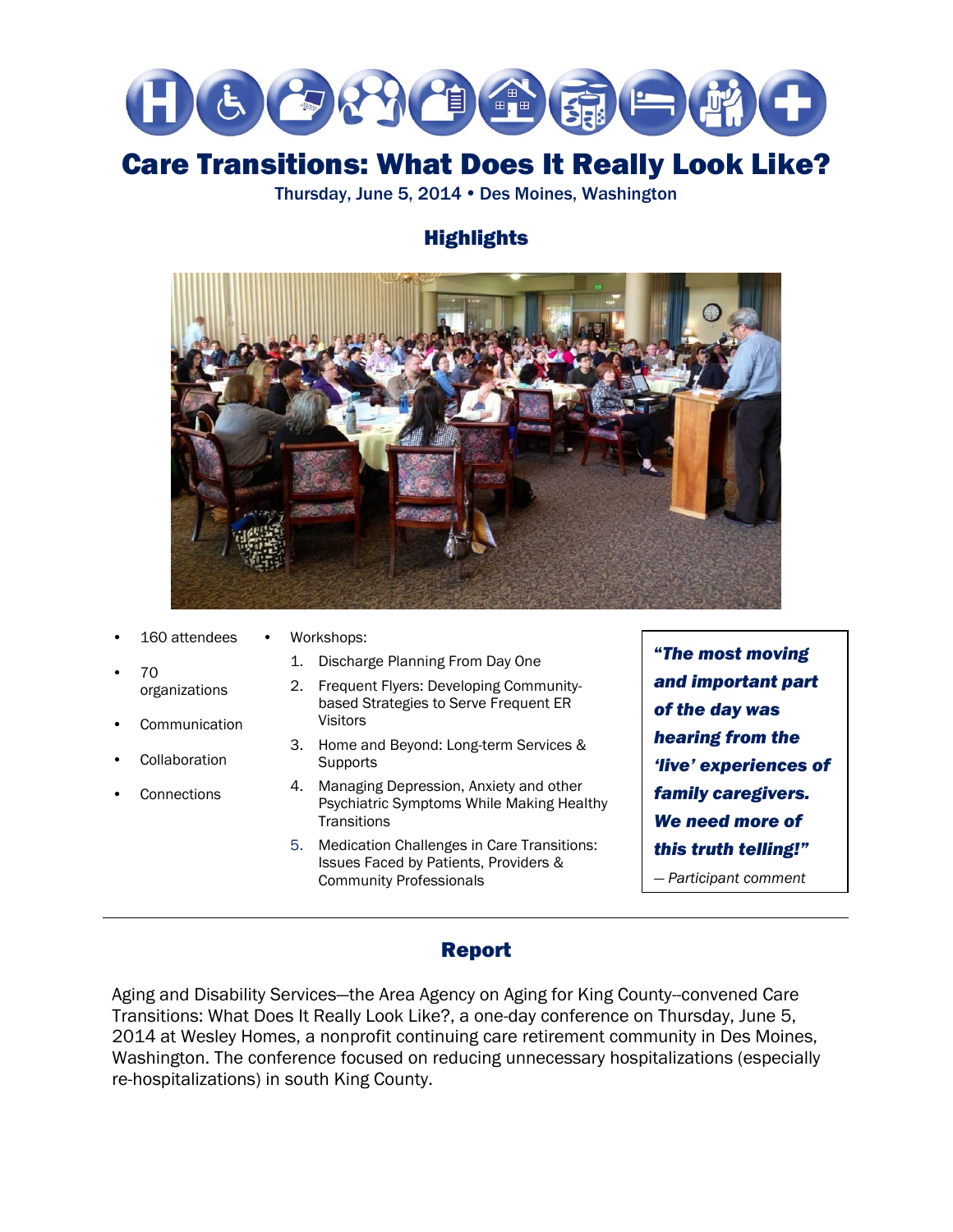# Care Transitions: What Does It Really Look Like?

Thursday, June 5, 2014 • Des Moines, Washington

## Highlights

- 160 attendees
- 70 organizations
- Communication
- Collaboration
- Connections

- Workshops:
  1. Discharge Planning From Day One
  2. Frequent Flyers: Developing Community-based Strategies to Serve Frequent ER Visitors
  3. Home and Beyond: Long-term Services & Supports
  4. Managing Depression, Anxiety and other Psychiatric Symptoms While Making Healthy Transitions
  5. Medication Challenges in Care Transitions: Issues Faced by Patients, Providers & Community Professionals

> ***"The most moving and important part of the day was hearing from the 'live' experiences of family caregivers. We need more of this truth telling!"***
>
> *— Participant comment*

---

## Report

Aging and Disability Services—the Area Agency on Aging for King County--convened Care Transitions: What Does It Really Look Like?, a one-day conference on Thursday, June 5, 2014 at Wesley Homes, a nonprofit continuing care retirement community in Des Moines, Washington. The conference focused on reducing unnecessary hospitalizations (especially re-hospitalizations) in south King County.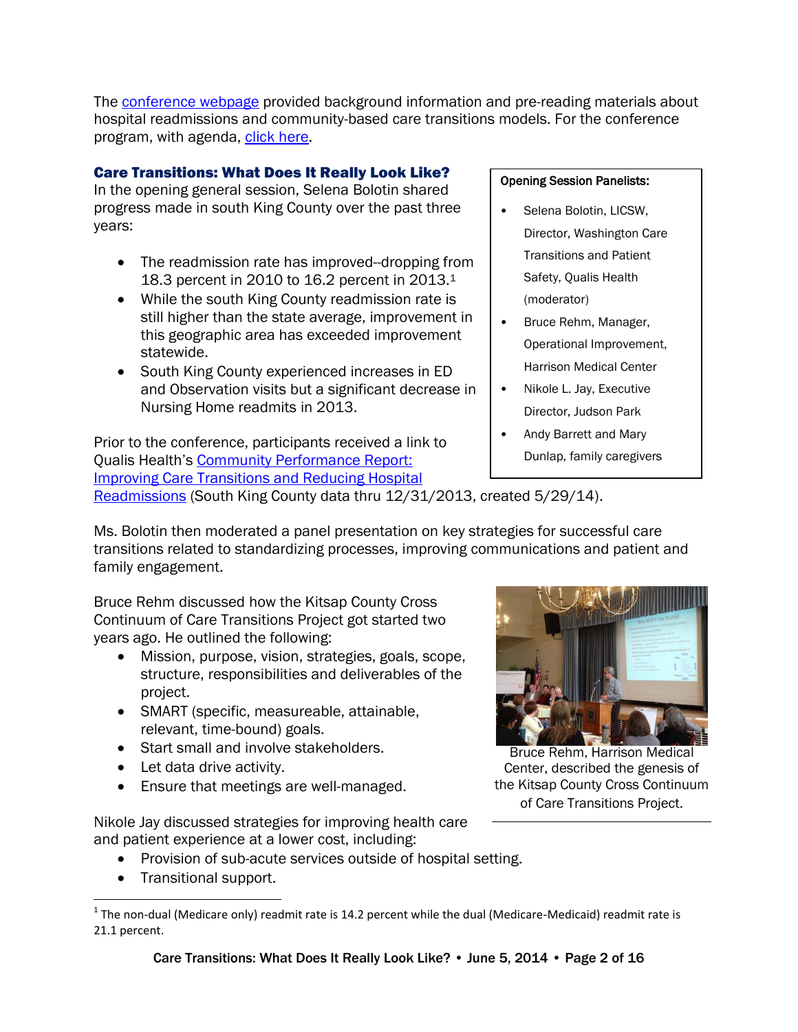The conference webpage provided background information and pre-reading materials about hospital readmissions and community-based care transitions models. For the conference program, with agenda, click here.

## Care Transitions: What Does It Really Look Like?

In the opening general session, Selena Bolotin shared progress made in south King County over the past three years:

- The readmission rate has improved--dropping from 18.3 percent in 2010 to 16.2 percent in 2013.[1]
- While the south King County readmission rate is still higher than the state average, improvement in this geographic area has exceeded improvement statewide.
- South King County experienced increases in ED and Observation visits but a significant decrease in Nursing Home readmits in 2013.

**Opening Session Panelists:**

- Selena Bolotin, LICSW, Director, Washington Care Transitions and Patient Safety, Qualis Health (moderator)
- Bruce Rehm, Manager, Operational Improvement, Harrison Medical Center
- Nikole L. Jay, Executive Director, Judson Park
- Andy Barrett and Mary Dunlap, family caregivers

Prior to the conference, participants received a link to Qualis Health's Community Performance Report: Improving Care Transitions and Reducing Hospital Readmissions (South King County data thru 12/31/2013, created 5/29/14).

Ms. Bolotin then moderated a panel presentation on key strategies for successful care transitions related to standardizing processes, improving communications and patient and family engagement.

Bruce Rehm discussed how the Kitsap County Cross Continuum of Care Transitions Project got started two years ago. He outlined the following:

- Mission, purpose, vision, strategies, goals, scope, structure, responsibilities and deliverables of the project.
- SMART (specific, measureable, attainable, relevant, time-bound) goals.
- Start small and involve stakeholders.
- Let data drive activity.
- Ensure that meetings are well-managed.

Bruce Rehm, Harrison Medical Center, described the genesis of the Kitsap County Cross Continuum of Care Transitions Project.

Nikole Jay discussed strategies for improving health care and patient experience at a lower cost, including:

- Provision of sub-acute services outside of hospital setting.
- Transitional support.

[1] The non-dual (Medicare only) readmit rate is 14.2 percent while the dual (Medicare-Medicaid) readmit rate is 21.1 percent.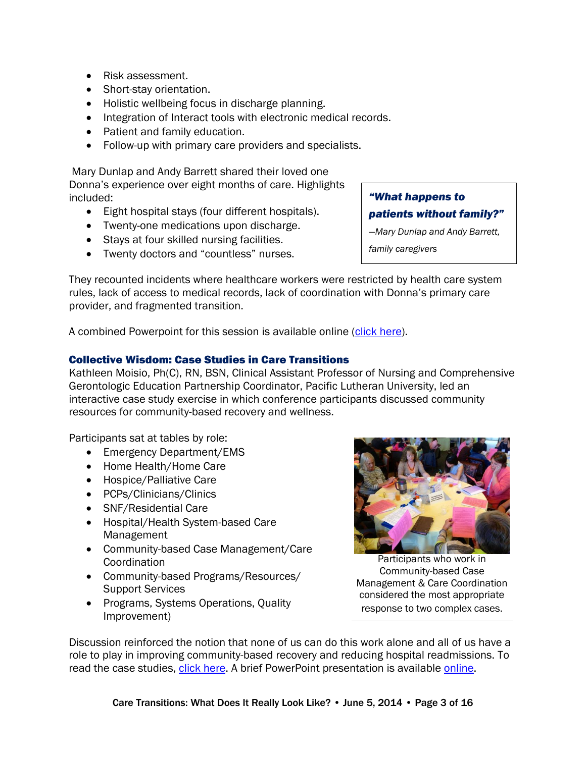- Risk assessment.
- Short-stay orientation.
- Holistic wellbeing focus in discharge planning.
- Integration of Interact tools with electronic medical records.
- Patient and family education.
- Follow-up with primary care providers and specialists.

Mary Dunlap and Andy Barrett shared their loved one Donna's experience over eight months of care. Highlights included:

- Eight hospital stays (four different hospitals).
- Twenty-one medications upon discharge.
- Stays at four skilled nursing facilities.
- Twenty doctors and "countless" nurses.

> ***"What happens to patients without family?"***
>
> *—Mary Dunlap and Andy Barrett, family caregivers*

They recounted incidents where healthcare workers were restricted by health care system rules, lack of access to medical records, lack of coordination with Donna's primary care provider, and fragmented transition.

A combined Powerpoint for this session is available online (click here).

### Collective Wisdom: Case Studies in Care Transitions

Kathleen Moisio, Ph(C), RN, BSN, Clinical Assistant Professor of Nursing and Comprehensive Gerontologic Education Partnership Coordinator, Pacific Lutheran University, led an interactive case study exercise in which conference participants discussed community resources for community-based recovery and wellness.

Participants sat at tables by role:

- Emergency Department/EMS
- Home Health/Home Care
- Hospice/Palliative Care
- PCPs/Clinicians/Clinics
- SNF/Residential Care
- Hospital/Health System-based Care Management
- Community-based Case Management/Care Coordination
- Community-based Programs/Resources/ Support Services
- Programs, Systems Operations, Quality Improvement)

Participants who work in Community-based Case Management & Care Coordination considered the most appropriate response to two complex cases.

Discussion reinforced the notion that none of us can do this work alone and all of us have a role to play in improving community-based recovery and reducing hospital readmissions. To read the case studies, click here. A brief PowerPoint presentation is available online.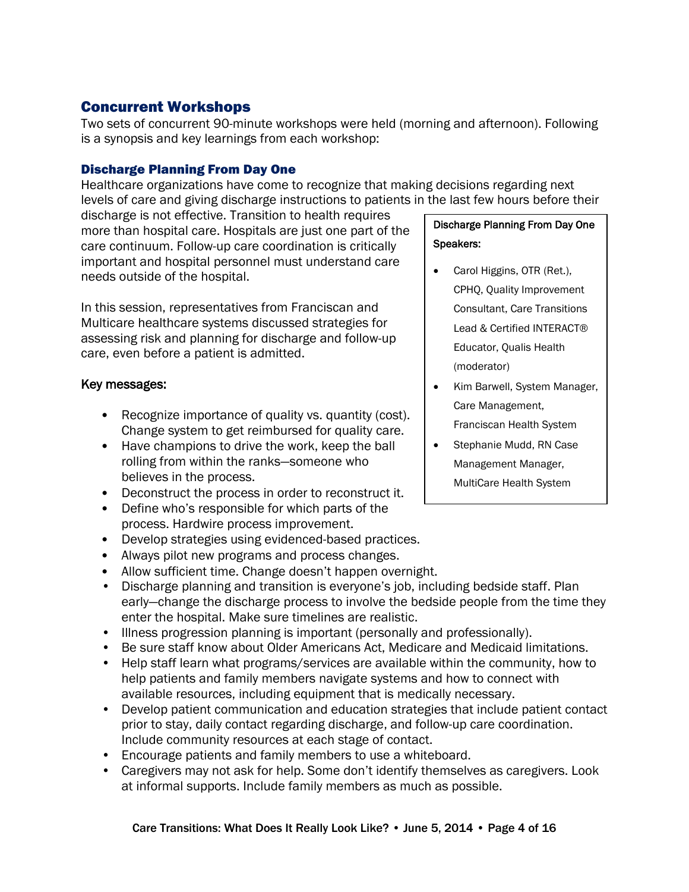## Concurrent Workshops

Two sets of concurrent 90-minute workshops were held (morning and afternoon). Following is a synopsis and key learnings from each workshop:

### Discharge Planning From Day One

Healthcare organizations have come to recognize that making decisions regarding next levels of care and giving discharge instructions to patients in the last few hours before their discharge is not effective. Transition to health requires more than hospital care. Hospitals are just one part of the care continuum. Follow-up care coordination is critically important and hospital personnel must understand care needs outside of the hospital.

In this session, representatives from Franciscan and Multicare healthcare systems discussed strategies for assessing risk and planning for discharge and follow-up care, even before a patient is admitted.

Discharge Planning From Day One Speakers:

- Carol Higgins, OTR (Ret.), CPHQ, Quality Improvement Consultant, Care Transitions Lead & Certified INTERACT® Educator, Qualis Health (moderator)
- Kim Barwell, System Manager, Care Management, Franciscan Health System
- Stephanie Mudd, RN Case Management Manager, MultiCare Health System

Key messages:

- Recognize importance of quality vs. quantity (cost). Change system to get reimbursed for quality care.
- Have champions to drive the work, keep the ball rolling from within the ranks—someone who believes in the process.
- Deconstruct the process in order to reconstruct it.
- Define who's responsible for which parts of the process. Hardwire process improvement.
- Develop strategies using evidenced-based practices.
- Always pilot new programs and process changes.
- Allow sufficient time. Change doesn't happen overnight.
- Discharge planning and transition is everyone's job, including bedside staff. Plan early—change the discharge process to involve the bedside people from the time they enter the hospital. Make sure timelines are realistic.
- Illness progression planning is important (personally and professionally).
- Be sure staff know about Older Americans Act, Medicare and Medicaid limitations.
- Help staff learn what programs/services are available within the community, how to help patients and family members navigate systems and how to connect with available resources, including equipment that is medically necessary.
- Develop patient communication and education strategies that include patient contact prior to stay, daily contact regarding discharge, and follow-up care coordination. Include community resources at each stage of contact.
- Encourage patients and family members to use a whiteboard.
- Caregivers may not ask for help. Some don't identify themselves as caregivers. Look at informal supports. Include family members as much as possible.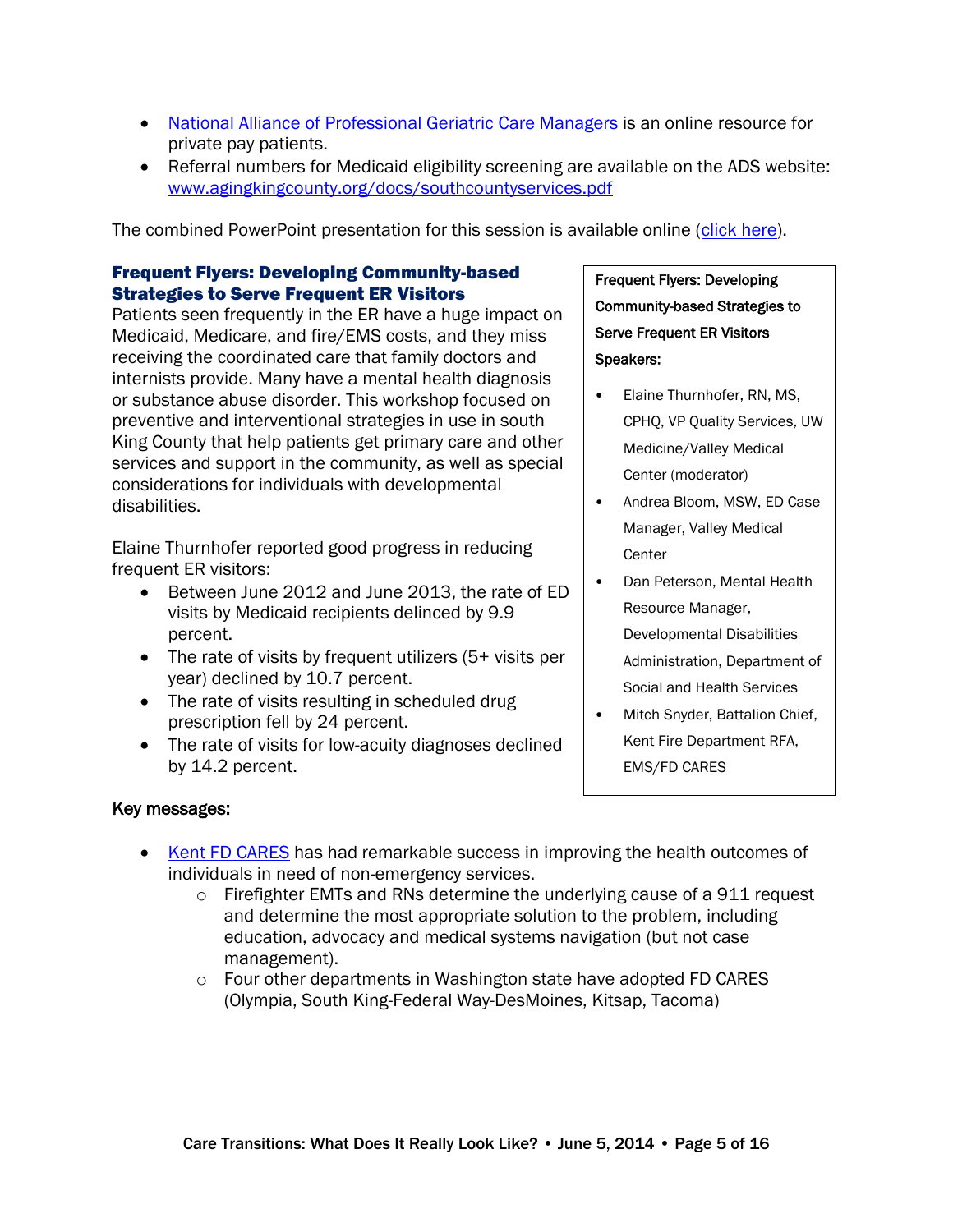- [National Alliance of Professional Geriatric Care Managers] is an online resource for private pay patients.
- Referral numbers for Medicaid eligibility screening are available on the ADS website: www.agingkingcounty.org/docs/southcountyservices.pdf

The combined PowerPoint presentation for this session is available online (click here).

### Frequent Flyers: Developing Community-based Strategies to Serve Frequent ER Visitors

Patients seen frequently in the ER have a huge impact on Medicaid, Medicare, and fire/EMS costs, and they miss receiving the coordinated care that family doctors and internists provide. Many have a mental health diagnosis or substance abuse disorder. This workshop focused on preventive and interventional strategies in use in south King County that help patients get primary care and other services and support in the community, as well as special considerations for individuals with developmental disabilities.

**Frequent Flyers: Developing Community-based Strategies to Serve Frequent ER Visitors Speakers:**

- Elaine Thurnhofer, RN, MS, CPHQ, VP Quality Services, UW Medicine/Valley Medical Center (moderator)
- Andrea Bloom, MSW, ED Case Manager, Valley Medical Center
- Dan Peterson, Mental Health Resource Manager, Developmental Disabilities Administration, Department of Social and Health Services
- Mitch Snyder, Battalion Chief, Kent Fire Department RFA, EMS/FD CARES

Elaine Thurnhofer reported good progress in reducing frequent ER visitors:

- Between June 2012 and June 2013, the rate of ED visits by Medicaid recipients delinced by 9.9 percent.
- The rate of visits by frequent utilizers (5+ visits per year) declined by 10.7 percent.
- The rate of visits resulting in scheduled drug prescription fell by 24 percent.
- The rate of visits for low-acuity diagnoses declined by 14.2 percent.

**Key messages:**

- Kent FD CARES has had remarkable success in improving the health outcomes of individuals in need of non-emergency services.
  - Firefighter EMTs and RNs determine the underlying cause of a 911 request and determine the most appropriate solution to the problem, including education, advocacy and medical systems navigation (but not case management).
  - Four other departments in Washington state have adopted FD CARES (Olympia, South King-Federal Way-DesMoines, Kitsap, Tacoma)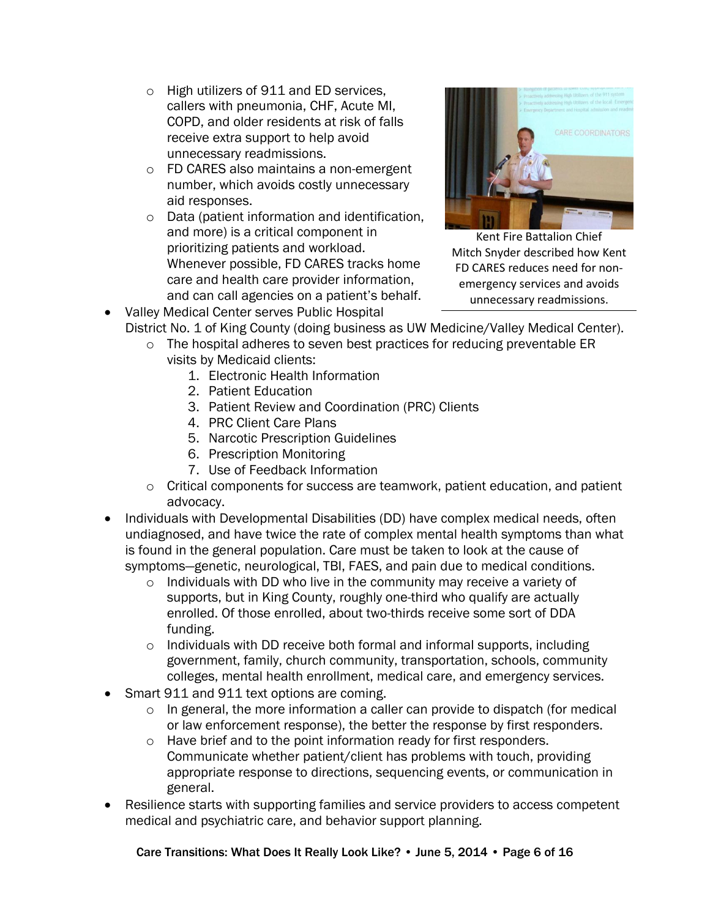- High utilizers of 911 and ED services, callers with pneumonia, CHF, Acute MI, COPD, and older residents at risk of falls receive extra support to help avoid unnecessary readmissions.
  - FD CARES also maintains a non-emergent number, which avoids costly unnecessary aid responses.
  - Data (patient information and identification, and more) is a critical component in prioritizing patients and workload. Whenever possible, FD CARES tracks home care and health care provider information, and can call agencies on a patient's behalf.

Kent Fire Battalion Chief Mitch Snyder described how Kent FD CARES reduces need for non-emergency services and avoids unnecessary readmissions.

- Valley Medical Center serves Public Hospital District No. 1 of King County (doing business as UW Medicine/Valley Medical Center).
  - The hospital adheres to seven best practices for reducing preventable ER visits by Medicaid clients:
    1. Electronic Health Information
    2. Patient Education
    3. Patient Review and Coordination (PRC) Clients
    4. PRC Client Care Plans
    5. Narcotic Prescription Guidelines
    6. Prescription Monitoring
    7. Use of Feedback Information
  - Critical components for success are teamwork, patient education, and patient advocacy.
- Individuals with Developmental Disabilities (DD) have complex medical needs, often undiagnosed, and have twice the rate of complex mental health symptoms than what is found in the general population. Care must be taken to look at the cause of symptoms—genetic, neurological, TBI, FAES, and pain due to medical conditions.
  - Individuals with DD who live in the community may receive a variety of supports, but in King County, roughly one-third who qualify are actually enrolled. Of those enrolled, about two-thirds receive some sort of DDA funding.
  - Individuals with DD receive both formal and informal supports, including government, family, church community, transportation, schools, community colleges, mental health enrollment, medical care, and emergency services.
- Smart 911 and 911 text options are coming.
  - In general, the more information a caller can provide to dispatch (for medical or law enforcement response), the better the response by first responders.
  - Have brief and to the point information ready for first responders. Communicate whether patient/client has problems with touch, providing appropriate response to directions, sequencing events, or communication in general.
- Resilience starts with supporting families and service providers to access competent medical and psychiatric care, and behavior support planning.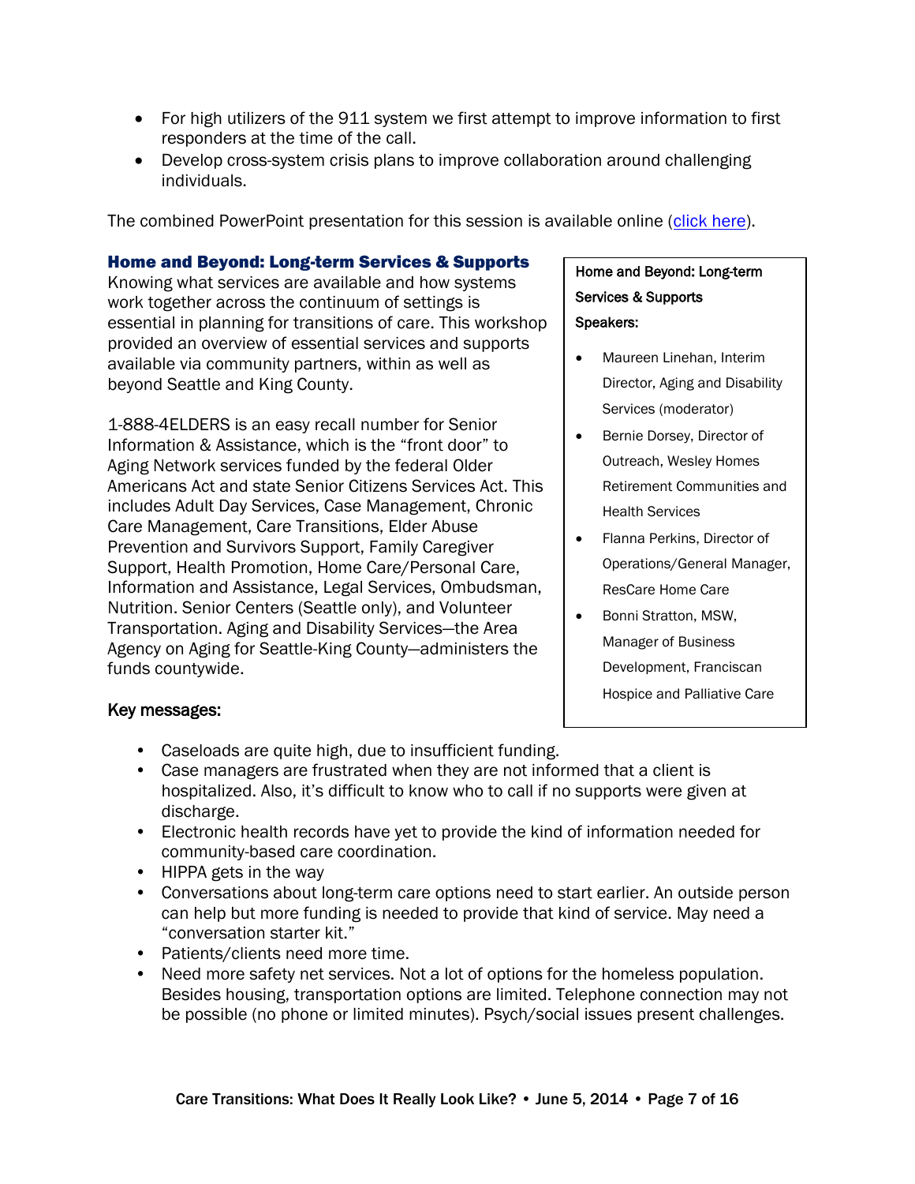- For high utilizers of the 911 system we first attempt to improve information to first responders at the time of the call.
- Develop cross-system crisis plans to improve collaboration around challenging individuals.

The combined PowerPoint presentation for this session is available online (click here).

## Home and Beyond: Long-term Services & Supports

Knowing what services are available and how systems work together across the continuum of settings is essential in planning for transitions of care. This workshop provided an overview of essential services and supports available via community partners, within as well as beyond Seattle and King County.

1-888-4ELDERS is an easy recall number for Senior Information & Assistance, which is the "front door" to Aging Network services funded by the federal Older Americans Act and state Senior Citizens Services Act. This includes Adult Day Services, Case Management, Chronic Care Management, Care Transitions, Elder Abuse Prevention and Survivors Support, Family Caregiver Support, Health Promotion, Home Care/Personal Care, Information and Assistance, Legal Services, Ombudsman, Nutrition. Senior Centers (Seattle only), and Volunteer Transportation. Aging and Disability Services—the Area Agency on Aging for Seattle-King County—administers the funds countywide.

Home and Beyond: Long-term Services & Supports Speakers:

- Maureen Linehan, Interim Director, Aging and Disability Services (moderator)
- Bernie Dorsey, Director of Outreach, Wesley Homes Retirement Communities and Health Services
- Flanna Perkins, Director of Operations/General Manager, ResCare Home Care
- Bonni Stratton, MSW, Manager of Business Development, Franciscan Hospice and Palliative Care

### Key messages:

- Caseloads are quite high, due to insufficient funding.
- Case managers are frustrated when they are not informed that a client is hospitalized. Also, it's difficult to know who to call if no supports were given at discharge.
- Electronic health records have yet to provide the kind of information needed for community-based care coordination.
- HIPPA gets in the way
- Conversations about long-term care options need to start earlier. An outside person can help but more funding is needed to provide that kind of service. May need a "conversation starter kit."
- Patients/clients need more time.
- Need more safety net services. Not a lot of options for the homeless population. Besides housing, transportation options are limited. Telephone connection may not be possible (no phone or limited minutes). Psych/social issues present challenges.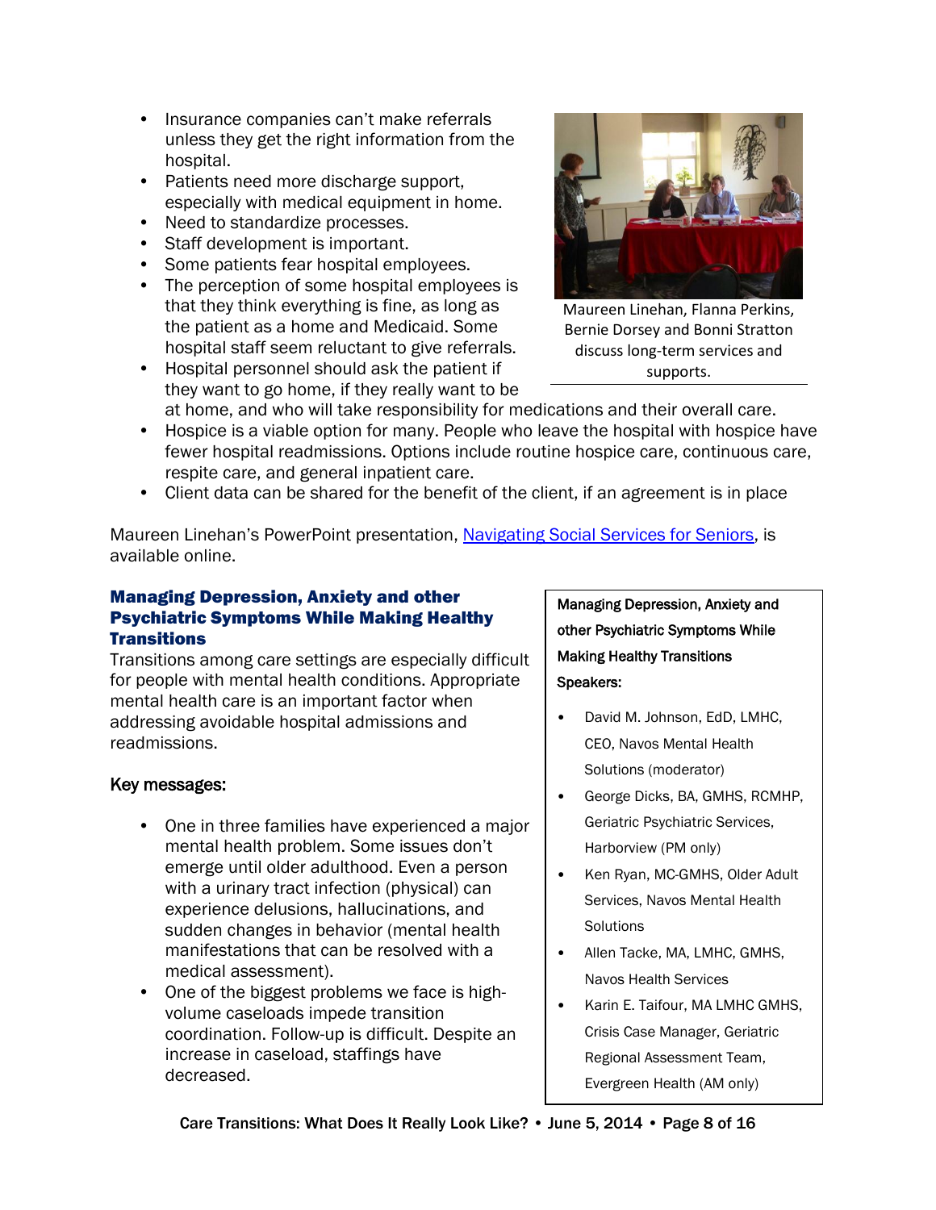- Insurance companies can't make referrals unless they get the right information from the hospital.
- Patients need more discharge support, especially with medical equipment in home.
- Need to standardize processes.
- Staff development is important.
- Some patients fear hospital employees.
- The perception of some hospital employees is that they think everything is fine, as long as the patient as a home and Medicaid. Some hospital staff seem reluctant to give referrals.
- Hospital personnel should ask the patient if they want to go home, if they really want to be at home, and who will take responsibility for medications and their overall care.
- Hospice is a viable option for many. People who leave the hospital with hospice have fewer hospital readmissions. Options include routine hospice care, continuous care, respite care, and general inpatient care.
- Client data can be shared for the benefit of the client, if an agreement is in place

Maureen Linehan, Flanna Perkins, Bernie Dorsey and Bonni Stratton discuss long-term services and supports.

Maureen Linehan's PowerPoint presentation, Navigating Social Services for Seniors, is available online.

## Managing Depression, Anxiety and other Psychiatric Symptoms While Making Healthy Transitions

Transitions among care settings are especially difficult for people with mental health conditions. Appropriate mental health care is an important factor when addressing avoidable hospital admissions and readmissions.

Managing Depression, Anxiety and other Psychiatric Symptoms While Making Healthy Transitions

Speakers:

- David M. Johnson, EdD, LMHC, CEO, Navos Mental Health Solutions (moderator)
- George Dicks, BA, GMHS, RCMHP, Geriatric Psychiatric Services, Harborview (PM only)
- Ken Ryan, MC-GMHS, Older Adult Services, Navos Mental Health Solutions
- Allen Tacke, MA, LMHC, GMHS, Navos Health Services
- Karin E. Taifour, MA LMHC GMHS, Crisis Case Manager, Geriatric Regional Assessment Team, Evergreen Health (AM only)

### Key messages:

- One in three families have experienced a major mental health problem. Some issues don't emerge until older adulthood. Even a person with a urinary tract infection (physical) can experience delusions, hallucinations, and sudden changes in behavior (mental health manifestations that can be resolved with a medical assessment).
- One of the biggest problems we face is high-volume caseloads impede transition coordination. Follow-up is difficult. Despite an increase in caseload, staffings have decreased.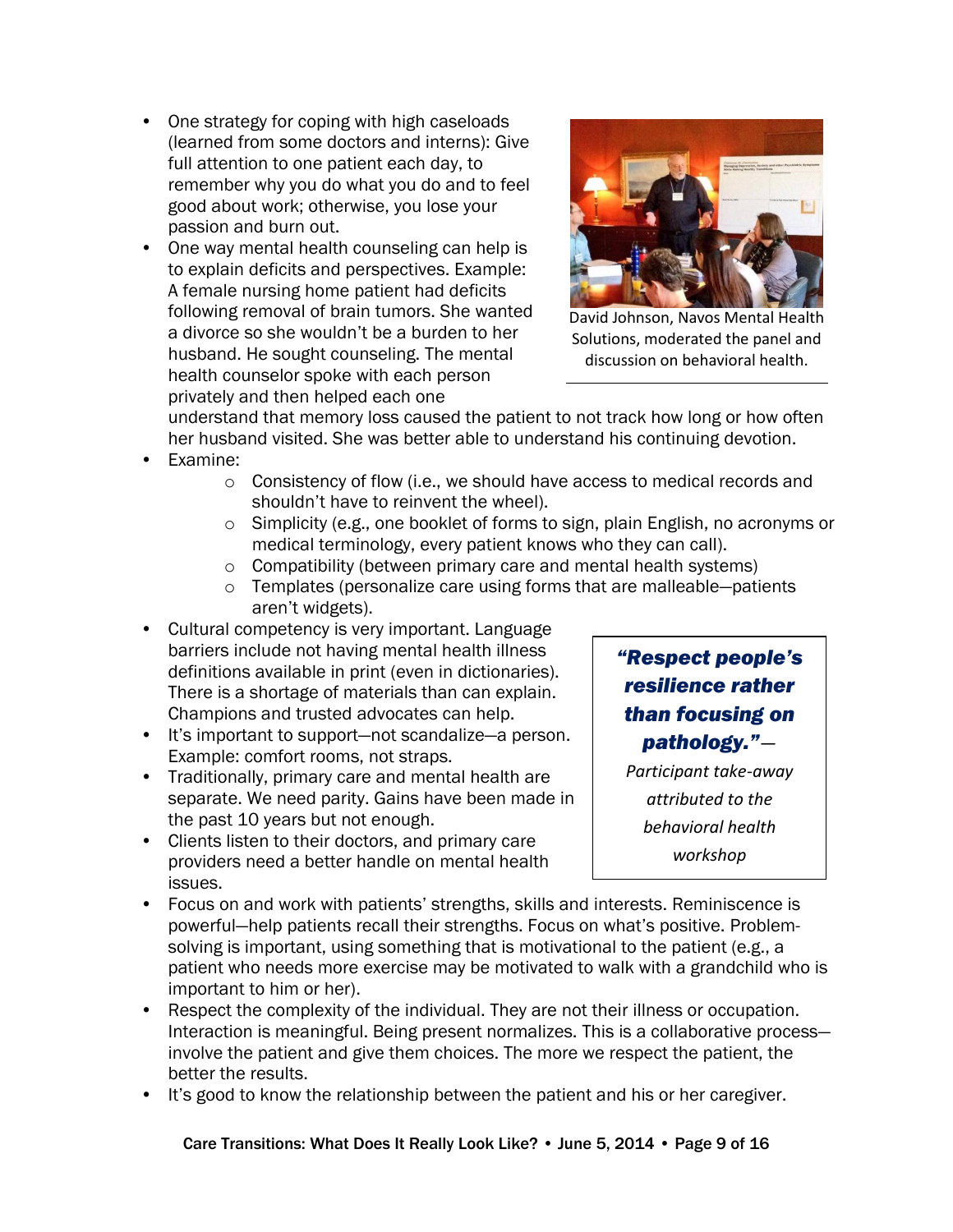- One strategy for coping with high caseloads (learned from some doctors and interns): Give full attention to one patient each day, to remember why you do what you do and to feel good about work; otherwise, you lose your passion and burn out.
- One way mental health counseling can help is to explain deficits and perspectives. Example: A female nursing home patient had deficits following removal of brain tumors. She wanted a divorce so she wouldn't be a burden to her husband. He sought counseling. The mental health counselor spoke with each person privately and then helped each one understand that memory loss caused the patient to not track how long or how often her husband visited. She was better able to understand his continuing devotion.

David Johnson, Navos Mental Health Solutions, moderated the panel and discussion on behavioral health.

- Examine:
  - Consistency of flow (i.e., we should have access to medical records and shouldn't have to reinvent the wheel).
  - Simplicity (e.g., one booklet of forms to sign, plain English, no acronyms or medical terminology, every patient knows who they can call).
  - Compatibility (between primary care and mental health systems)
  - Templates (personalize care using forms that are malleable—patients aren't widgets).
- Cultural competency is very important. Language barriers include not having mental health illness definitions available in print (even in dictionaries). There is a shortage of materials than can explain. Champions and trusted advocates can help.
- It's important to support—not scandalize—a person. Example: comfort rooms, not straps.
- Traditionally, primary care and mental health are separate. We need parity. Gains have been made in the past 10 years but not enough.
- Clients listen to their doctors, and primary care providers need a better handle on mental health issues.

> ***"Respect people's resilience rather than focusing on pathology."***— *Participant take-away attributed to the behavioral health workshop*

- Focus on and work with patients' strengths, skills and interests. Reminiscence is powerful—help patients recall their strengths. Focus on what's positive. Problem-solving is important, using something that is motivational to the patient (e.g., a patient who needs more exercise may be motivated to walk with a grandchild who is important to him or her).
- Respect the complexity of the individual. They are not their illness or occupation. Interaction is meaningful. Being present normalizes. This is a collaborative process—involve the patient and give them choices. The more we respect the patient, the better the results.
- It's good to know the relationship between the patient and his or her caregiver.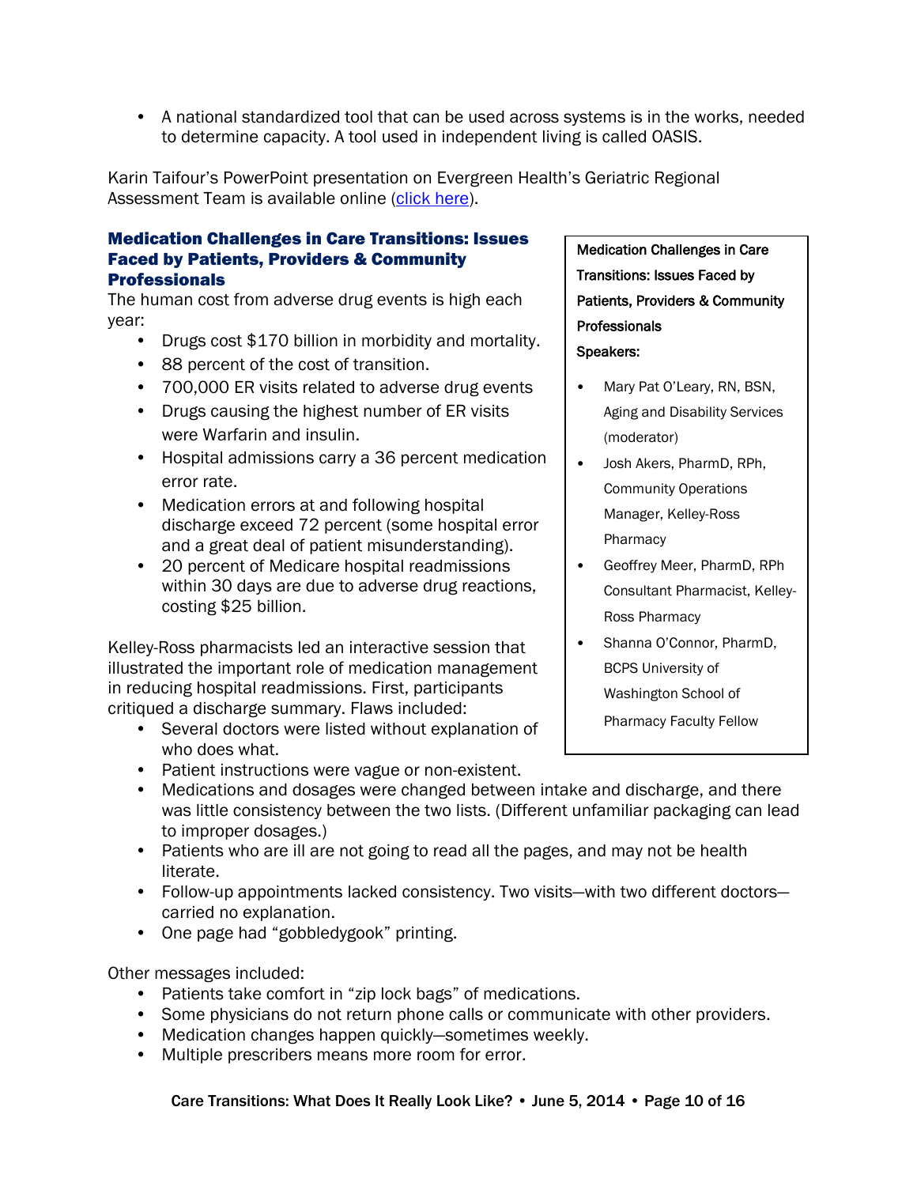- A national standardized tool that can be used across systems is in the works, needed to determine capacity. A tool used in independent living is called OASIS.

Karin Taifour's PowerPoint presentation on Evergreen Health's Geriatric Regional Assessment Team is available online (click here).

### Medication Challenges in Care Transitions: Issues Faced by Patients, Providers & Community Professionals

The human cost from adverse drug events is high each year:

- Drugs cost $170 billion in morbidity and mortality.
- 88 percent of the cost of transition.
- 700,000 ER visits related to adverse drug events
- Drugs causing the highest number of ER visits were Warfarin and insulin.
- Hospital admissions carry a 36 percent medication error rate.
- Medication errors at and following hospital discharge exceed 72 percent (some hospital error and a great deal of patient misunderstanding).
- 20 percent of Medicare hospital readmissions within 30 days are due to adverse drug reactions, costing $25 billion.

Medication Challenges in Care Transitions: Issues Faced by Patients, Providers & Community Professionals

Speakers:

- Mary Pat O'Leary, RN, BSN, Aging and Disability Services (moderator)
- Josh Akers, PharmD, RPh, Community Operations Manager, Kelley-Ross Pharmacy
- Geoffrey Meer, PharmD, RPh Consultant Pharmacist, Kelley-Ross Pharmacy
- Shanna O'Connor, PharmD, BCPS University of Washington School of Pharmacy Faculty Fellow

Kelley-Ross pharmacists led an interactive session that illustrated the important role of medication management in reducing hospital readmissions. First, participants critiqued a discharge summary. Flaws included:

- Several doctors were listed without explanation of who does what.
- Patient instructions were vague or non-existent.
- Medications and dosages were changed between intake and discharge, and there was little consistency between the two lists. (Different unfamiliar packaging can lead to improper dosages.)
- Patients who are ill are not going to read all the pages, and may not be health literate.
- Follow-up appointments lacked consistency. Two visits—with two different doctors—carried no explanation.
- One page had "gobbledygook" printing.

Other messages included:

- Patients take comfort in "zip lock bags" of medications.
- Some physicians do not return phone calls or communicate with other providers.
- Medication changes happen quickly—sometimes weekly.
- Multiple prescribers means more room for error.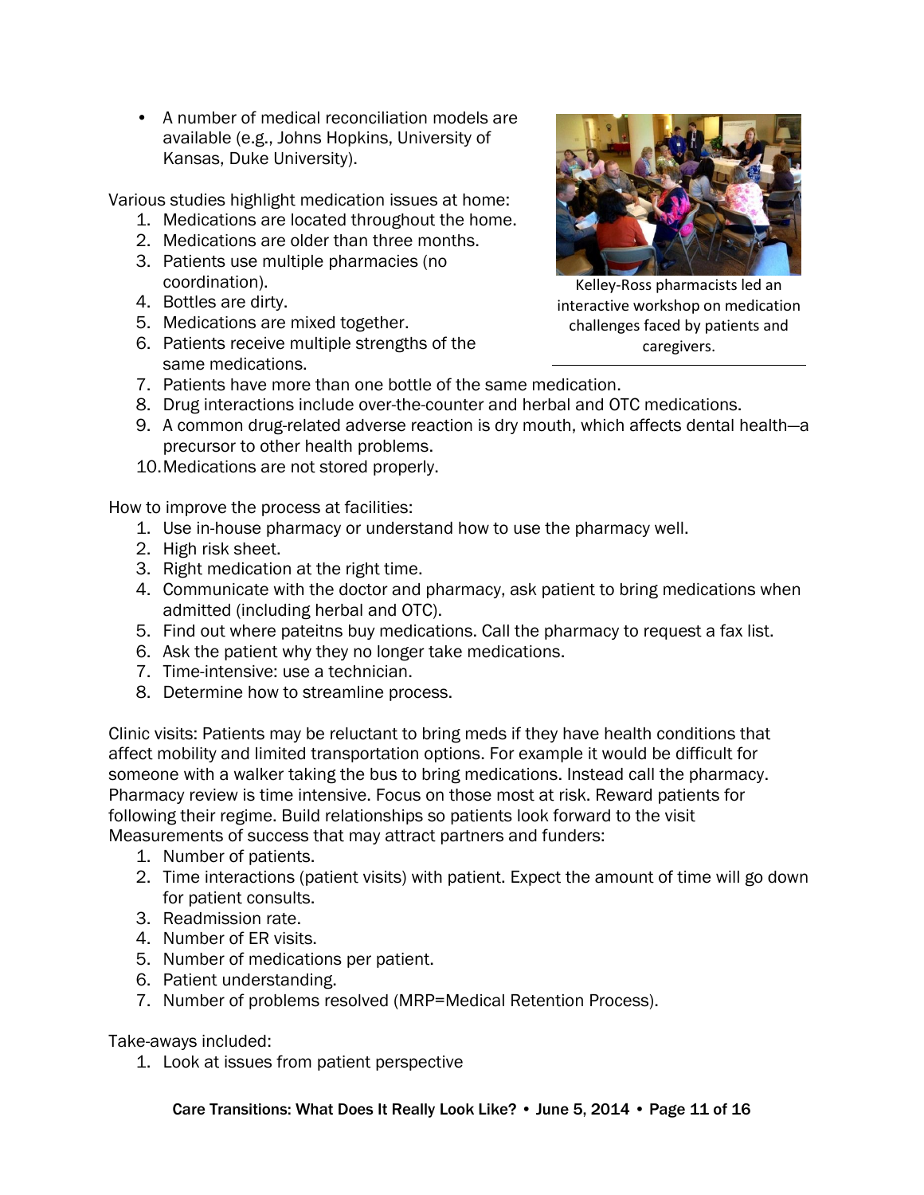- A number of medical reconciliation models are available (e.g., Johns Hopkins, University of Kansas, Duke University).

Various studies highlight medication issues at home:

1. Medications are located throughout the home.
2. Medications are older than three months.
3. Patients use multiple pharmacies (no coordination).
4. Bottles are dirty.
5. Medications are mixed together.
6. Patients receive multiple strengths of the same medications.
7. Patients have more than one bottle of the same medication.
8. Drug interactions include over-the-counter and herbal and OTC medications.
9. A common drug-related adverse reaction is dry mouth, which affects dental health—a precursor to other health problems.
10. Medications are not stored properly.

Kelley-Ross pharmacists led an interactive workshop on medication challenges faced by patients and caregivers.

How to improve the process at facilities:

1. Use in-house pharmacy or understand how to use the pharmacy well.
2. High risk sheet.
3. Right medication at the right time.
4. Communicate with the doctor and pharmacy, ask patient to bring medications when admitted (including herbal and OTC).
5. Find out where pateitns buy medications. Call the pharmacy to request a fax list.
6. Ask the patient why they no longer take medications.
7. Time-intensive: use a technician.
8. Determine how to streamline process.

Clinic visits: Patients may be reluctant to bring meds if they have health conditions that affect mobility and limited transportation options. For example it would be difficult for someone with a walker taking the bus to bring medications. Instead call the pharmacy. Pharmacy review is time intensive. Focus on those most at risk. Reward patients for following their regime. Build relationships so patients look forward to the visit
Measurements of success that may attract partners and funders:

1. Number of patients.
2. Time interactions (patient visits) with patient. Expect the amount of time will go down for patient consults.
3. Readmission rate.
4. Number of ER visits.
5. Number of medications per patient.
6. Patient understanding.
7. Number of problems resolved (MRP=Medical Retention Process).

Take-aways included:

1. Look at issues from patient perspective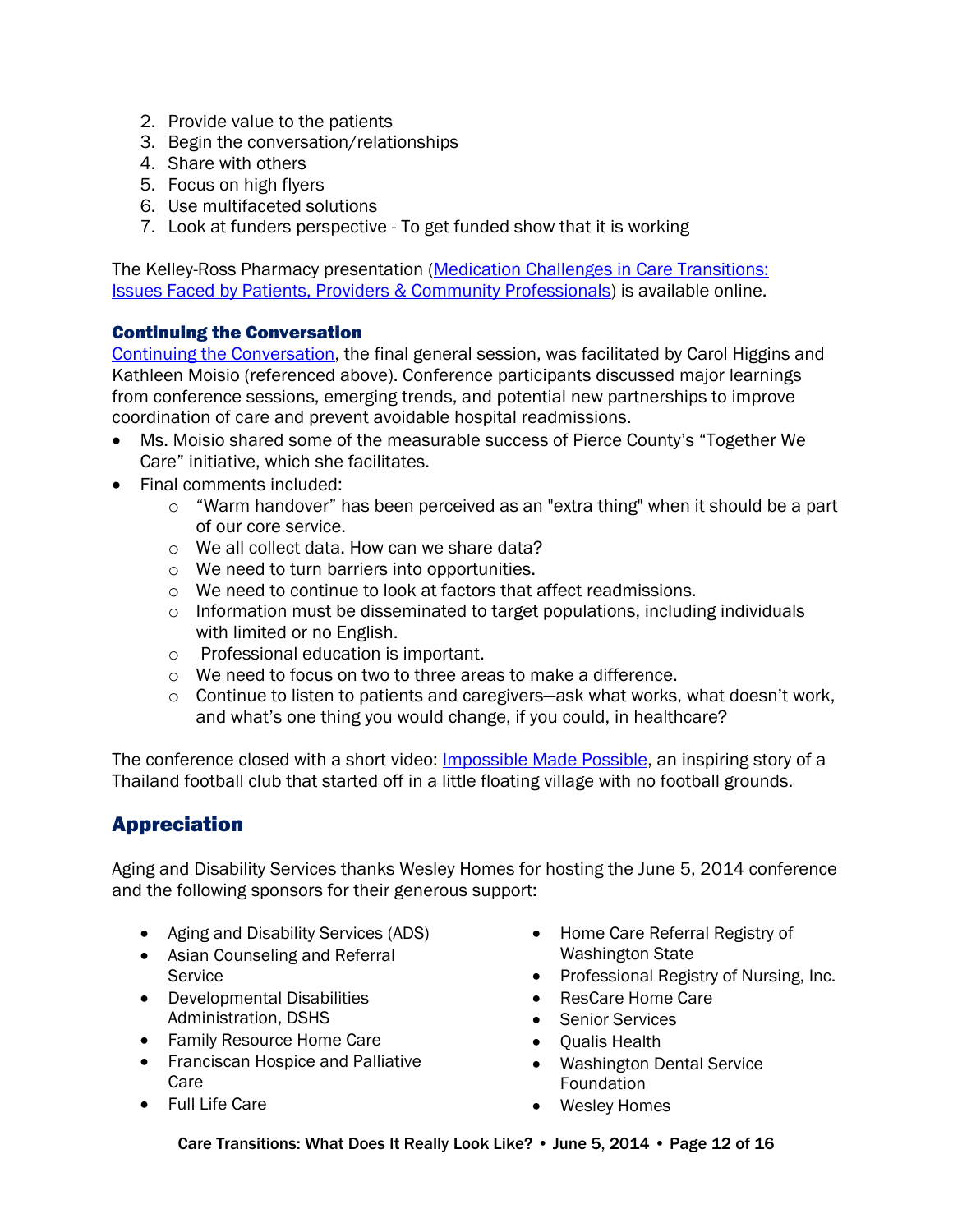2. Provide value to the patients
3. Begin the conversation/relationships
4. Share with others
5. Focus on high flyers
6. Use multifaceted solutions
7. Look at funders perspective - To get funded show that it is working

The Kelley-Ross Pharmacy presentation (Medication Challenges in Care Transitions: Issues Faced by Patients, Providers & Community Professionals) is available online.

### Continuing the Conversation

Continuing the Conversation, the final general session, was facilitated by Carol Higgins and Kathleen Moisio (referenced above). Conference participants discussed major learnings from conference sessions, emerging trends, and potential new partnerships to improve coordination of care and prevent avoidable hospital readmissions.

- Ms. Moisio shared some of the measurable success of Pierce County's "Together We Care" initiative, which she facilitates.
- Final comments included:
  - "Warm handover" has been perceived as an "extra thing" when it should be a part of our core service.
  - We all collect data. How can we share data?
  - We need to turn barriers into opportunities.
  - We need to continue to look at factors that affect readmissions.
  - Information must be disseminated to target populations, including individuals with limited or no English.
  - Professional education is important.
  - We need to focus on two to three areas to make a difference.
  - Continue to listen to patients and caregivers—ask what works, what doesn't work, and what's one thing you would change, if you could, in healthcare?

The conference closed with a short video: Impossible Made Possible, an inspiring story of a Thailand football club that started off in a little floating village with no football grounds.

## Appreciation

Aging and Disability Services thanks Wesley Homes for hosting the June 5, 2014 conference and the following sponsors for their generous support:

- Aging and Disability Services (ADS)
- Asian Counseling and Referral Service
- Developmental Disabilities Administration, DSHS
- Family Resource Home Care
- Franciscan Hospice and Palliative Care
- Full Life Care
- Home Care Referral Registry of Washington State
- Professional Registry of Nursing, Inc.
- ResCare Home Care
- Senior Services
- Qualis Health
- Washington Dental Service Foundation
- Wesley Homes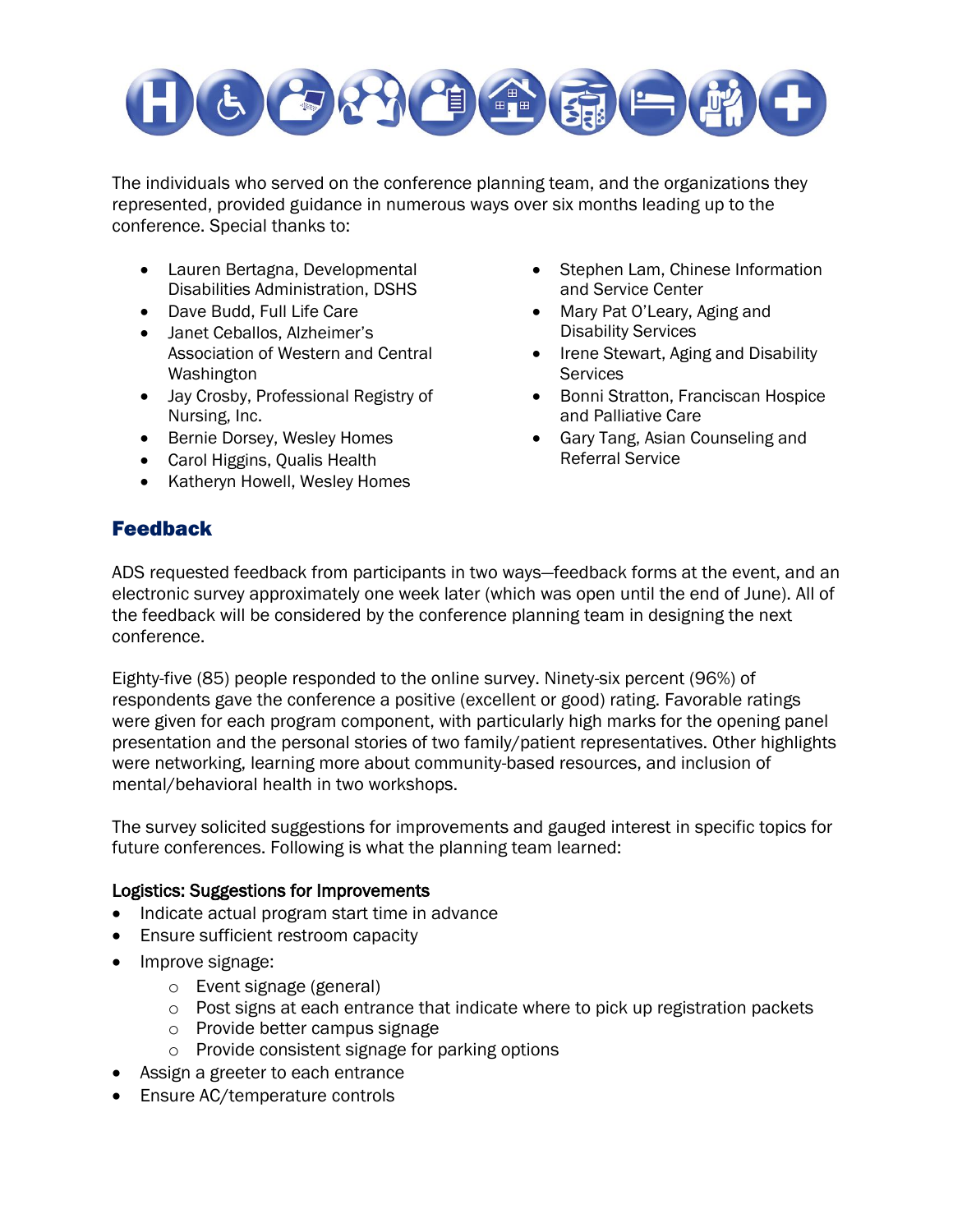The individuals who served on the conference planning team, and the organizations they represented, provided guidance in numerous ways over six months leading up to the conference. Special thanks to:

- Lauren Bertagna, Developmental Disabilities Administration, DSHS
- Dave Budd, Full Life Care
- Janet Ceballos, Alzheimer's Association of Western and Central Washington
- Jay Crosby, Professional Registry of Nursing, Inc.
- Bernie Dorsey, Wesley Homes
- Carol Higgins, Qualis Health
- Katheryn Howell, Wesley Homes
- Stephen Lam, Chinese Information and Service Center
- Mary Pat O'Leary, Aging and Disability Services
- Irene Stewart, Aging and Disability Services
- Bonni Stratton, Franciscan Hospice and Palliative Care
- Gary Tang, Asian Counseling and Referral Service

## Feedback

ADS requested feedback from participants in two ways—feedback forms at the event, and an electronic survey approximately one week later (which was open until the end of June). All of the feedback will be considered by the conference planning team in designing the next conference.

Eighty-five (85) people responded to the online survey. Ninety-six percent (96%) of respondents gave the conference a positive (excellent or good) rating. Favorable ratings were given for each program component, with particularly high marks for the opening panel presentation and the personal stories of two family/patient representatives. Other highlights were networking, learning more about community-based resources, and inclusion of mental/behavioral health in two workshops.

The survey solicited suggestions for improvements and gauged interest in specific topics for future conferences. Following is what the planning team learned:

### Logistics: Suggestions for Improvements

- Indicate actual program start time in advance
- Ensure sufficient restroom capacity
- Improve signage:
  - Event signage (general)
  - Post signs at each entrance that indicate where to pick up registration packets
  - Provide better campus signage
  - Provide consistent signage for parking options
- Assign a greeter to each entrance
- Ensure AC/temperature controls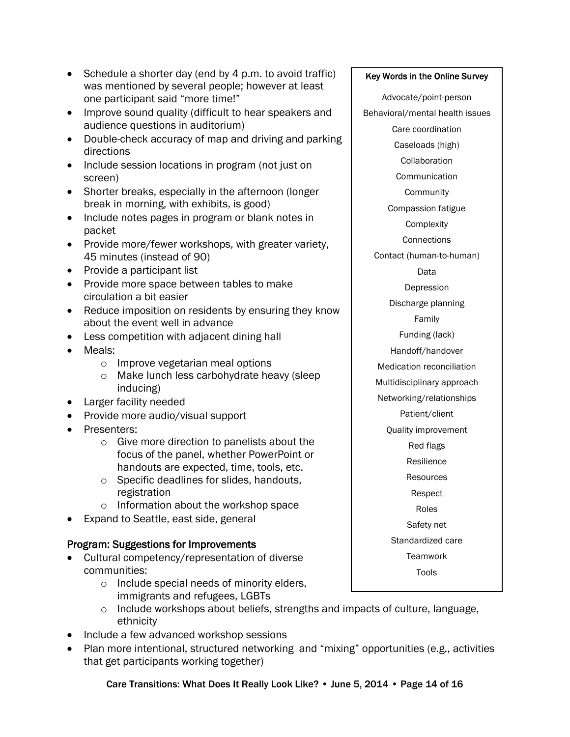- Schedule a shorter day (end by 4 p.m. to avoid traffic) was mentioned by several people; however at least one participant said "more time!"
- Improve sound quality (difficult to hear speakers and audience questions in auditorium)
- Double-check accuracy of map and driving and parking directions
- Include session locations in program (not just on screen)
- Shorter breaks, especially in the afternoon (longer break in morning, with exhibits, is good)
- Include notes pages in program or blank notes in packet
- Provide more/fewer workshops, with greater variety, 45 minutes (instead of 90)
- Provide a participant list
- Provide more space between tables to make circulation a bit easier
- Reduce imposition on residents by ensuring they know about the event well in advance
- Less competition with adjacent dining hall
- Meals:
  - Improve vegetarian meal options
  - Make lunch less carbohydrate heavy (sleep inducing)
- Larger facility needed
- Provide more audio/visual support
- Presenters:
  - Give more direction to panelists about the focus of the panel, whether PowerPoint or handouts are expected, time, tools, etc.
  - Specific deadlines for slides, handouts, registration
  - Information about the workshop space
- Expand to Seattle, east side, general

## Program: Suggestions for Improvements

- Cultural competency/representation of diverse communities:
  - Include special needs of minority elders, immigrants and refugees, LGBTs
  - Include workshops about beliefs, strengths and impacts of culture, language, ethnicity
- Include a few advanced workshop sessions
- Plan more intentional, structured networking and "mixing" opportunities (e.g., activities that get participants working together)

**Key Words in the Online Survey**

Advocate/point-person
Behavioral/mental health issues
Care coordination
Caseloads (high)
Collaboration
Communication
Community
Compassion fatigue
Complexity
Connections
Contact (human-to-human)
Data
Depression
Discharge planning
Family
Funding (lack)
Handoff/handover
Medication reconciliation
Multidisciplinary approach
Networking/relationships
Patient/client
Quality improvement
Red flags
Resilience
Resources
Respect
Roles
Safety net
Standardized care
Teamwork
Tools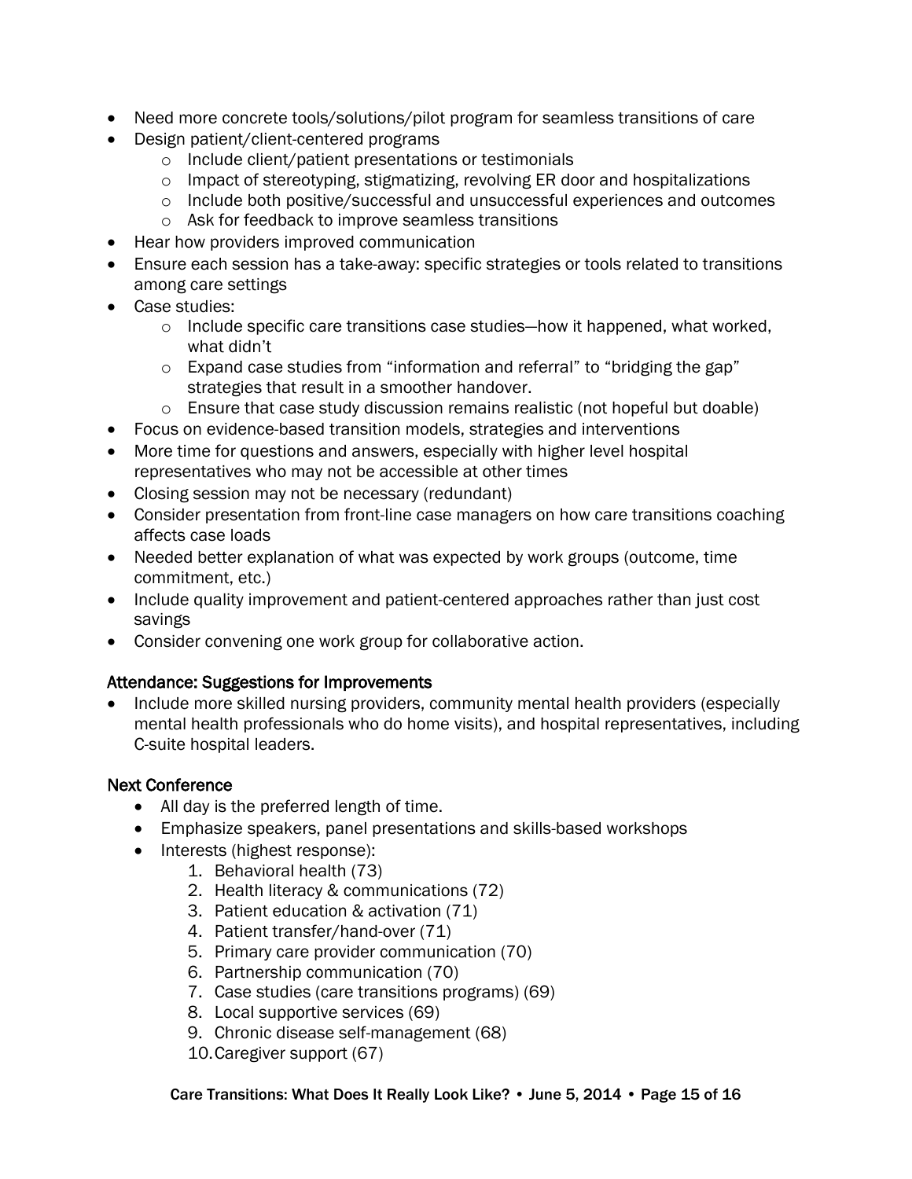- Need more concrete tools/solutions/pilot program for seamless transitions of care
- Design patient/client-centered programs
  - Include client/patient presentations or testimonials
  - Impact of stereotyping, stigmatizing, revolving ER door and hospitalizations
  - Include both positive/successful and unsuccessful experiences and outcomes
  - Ask for feedback to improve seamless transitions
- Hear how providers improved communication
- Ensure each session has a take-away: specific strategies or tools related to transitions among care settings
- Case studies:
  - Include specific care transitions case studies—how it happened, what worked, what didn't
  - Expand case studies from "information and referral" to "bridging the gap" strategies that result in a smoother handover.
  - Ensure that case study discussion remains realistic (not hopeful but doable)
- Focus on evidence-based transition models, strategies and interventions
- More time for questions and answers, especially with higher level hospital representatives who may not be accessible at other times
- Closing session may not be necessary (redundant)
- Consider presentation from front-line case managers on how care transitions coaching affects case loads
- Needed better explanation of what was expected by work groups (outcome, time commitment, etc.)
- Include quality improvement and patient-centered approaches rather than just cost savings
- Consider convening one work group for collaborative action.

### Attendance: Suggestions for Improvements

- Include more skilled nursing providers, community mental health providers (especially mental health professionals who do home visits), and hospital representatives, including C-suite hospital leaders.

### Next Conference

- All day is the preferred length of time.
- Emphasize speakers, panel presentations and skills-based workshops
- Interests (highest response):
  1. Behavioral health (73)
  2. Health literacy & communications (72)
  3. Patient education & activation (71)
  4. Patient transfer/hand-over (71)
  5. Primary care provider communication (70)
  6. Partnership communication (70)
  7. Case studies (care transitions programs) (69)
  8. Local supportive services (69)
  9. Chronic disease self-management (68)
  10. Caregiver support (67)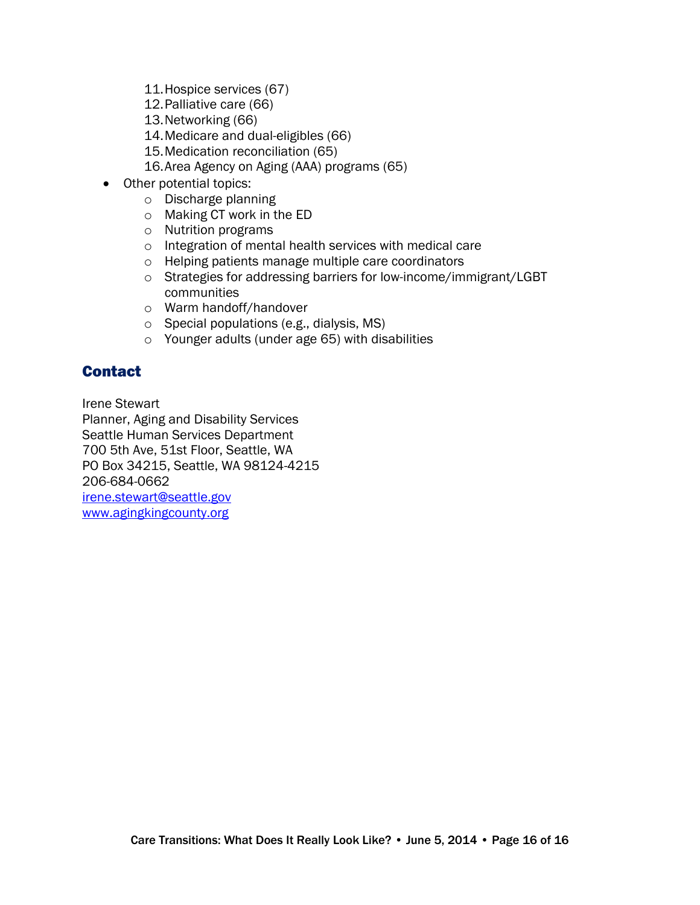11. Hospice services (67)
12. Palliative care (66)
13. Networking (66)
14. Medicare and dual-eligibles (66)
15. Medication reconciliation (65)
16. Area Agency on Aging (AAA) programs (65)

- Other potential topics:
    - Discharge planning
    - Making CT work in the ED
    - Nutrition programs
    - Integration of mental health services with medical care
    - Helping patients manage multiple care coordinators
    - Strategies for addressing barriers for low-income/immigrant/LGBT communities
    - Warm handoff/handover
    - Special populations (e.g., dialysis, MS)
    - Younger adults (under age 65) with disabilities

## Contact

Irene Stewart
Planner, Aging and Disability Services
Seattle Human Services Department
700 5th Ave, 51st Floor, Seattle, WA
PO Box 34215, Seattle, WA 98124-4215
206-684-0662
irene.stewart@seattle.gov
www.agingkingcounty.org